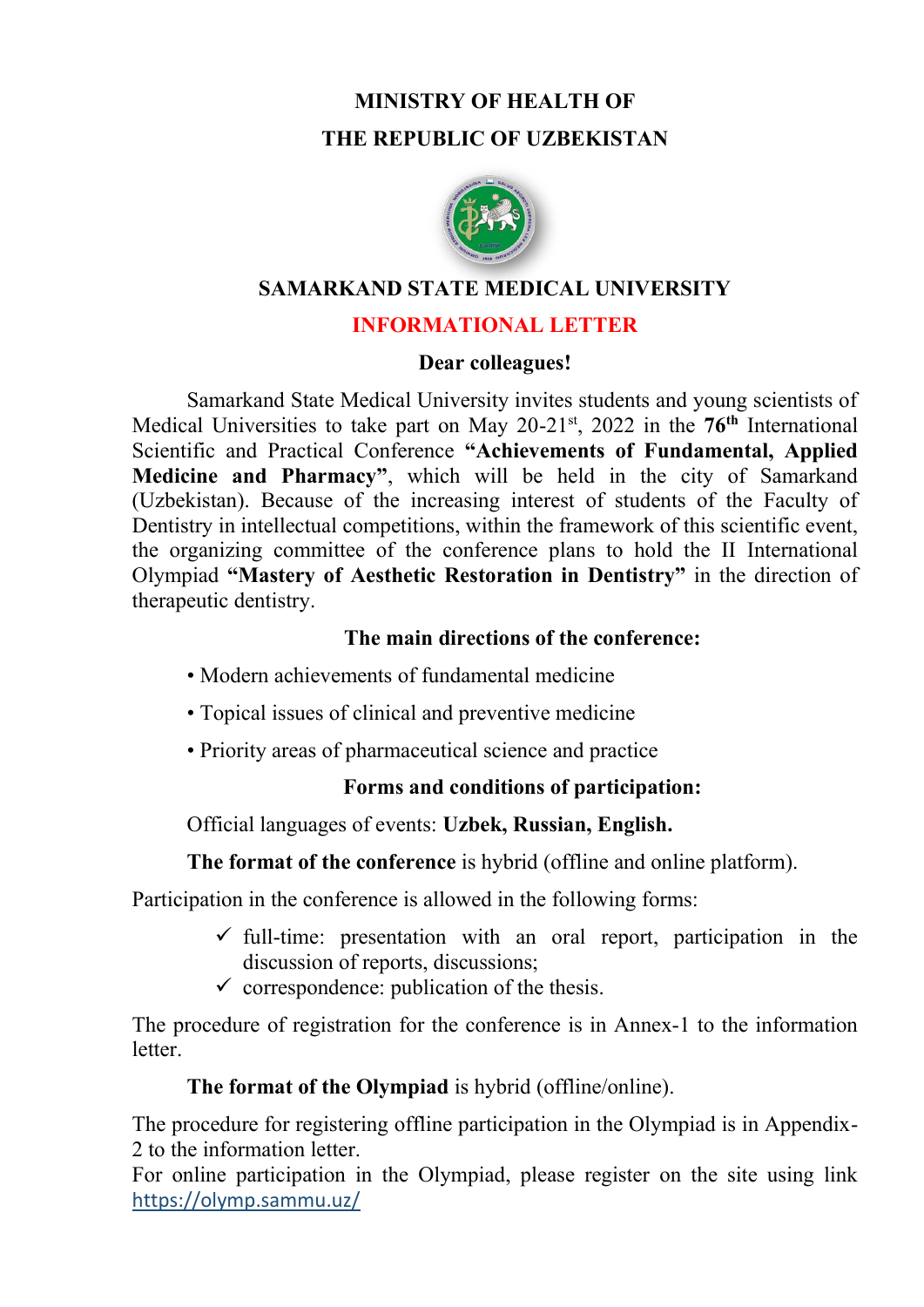# MINISTRY OF HEALTH OF THE REPUBLIC OF UZBEKISTAN

## SAMARKAND STATE MEDICAL UNIVERSITY

## INFORMATIONAL LETTER

**Dear colleagues!**

Samarkand State Medical University invites students and young scientists of Medical Universities to take part on May 20-21st, 2022 in the **76th** International Scientific and Practical Conference **"Achievements of Fundamental, Applied Medicine and Pharmacy"**, which will be held in the city of Samarkand (Uzbekistan). Because of the increasing interest of students of the Faculty of Dentistry in intellectual competitions, within the framework of this scientific event, the organizing committee of the conference plans to hold the II International Olympiad **"Mastery of Aesthetic Restoration in Dentistry"** in the direction of therapeutic dentistry.

**The main directions of the conference:**

- Modern achievements of fundamental medicine
- Topical issues of clinical and preventive medicine
- Priority areas of pharmaceutical science and practice

**Forms and conditions of participation:**

Official languages of events: **Uzbek, Russian, English.**

**The format of the conference** is hybrid (offline and online platform).

Participation in the conference is allowed in the following forms:

- ✓ full-time: presentation with an oral report, participation in the discussion of reports, discussions;
- ✓ correspondence: publication of the thesis.

The procedure of registration for the conference is in Annex-1 to the information letter.

**The format of the Olympiad** is hybrid (offline/online).

The procedure for registering offline participation in the Olympiad is in Appendix-2 to the information letter.

For online participation in the Olympiad, please register on the site using link https://olymp.sammu.uz/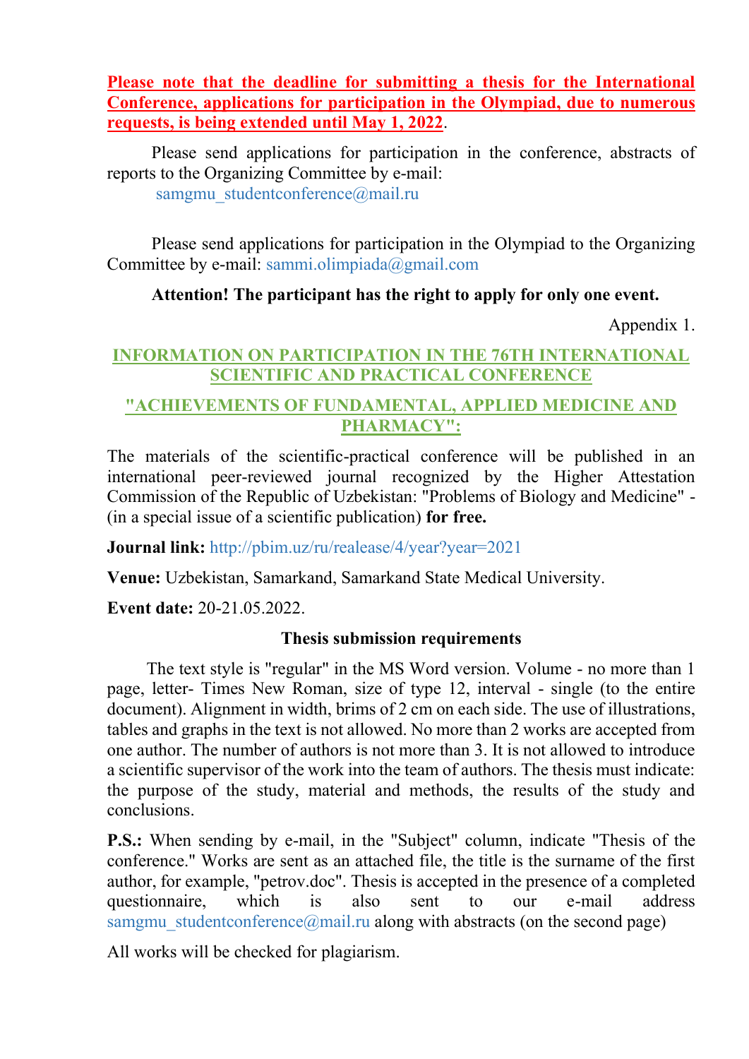**Please note that the deadline for submitting a thesis for the International Conference, applications for participation in the Olympiad, due to numerous requests, is being extended until May 1, 2022**.

Please send applications for participation in the conference, abstracts of reports to the Organizing Committee by e-mail:
samgmu_studentconference@mail.ru

Please send applications for participation in the Olympiad to the Organizing Committee by e-mail: sammi.olimpiada@gmail.com

**Attention! The participant has the right to apply for only one event.**

Appendix 1.

## INFORMATION ON PARTICIPATION IN THE 76TH INTERNATIONAL SCIENTIFIC AND PRACTICAL CONFERENCE

## "ACHIEVEMENTS OF FUNDAMENTAL, APPLIED MEDICINE AND PHARMACY":

The materials of the scientific-practical conference will be published in an international peer-reviewed journal recognized by the Higher Attestation Commission of the Republic of Uzbekistan: "Problems of Biology and Medicine" - (in a special issue of a scientific publication) **for free.**

**Journal link:** http://pbim.uz/ru/realease/4/year?year=2021

**Venue:** Uzbekistan, Samarkand, Samarkand State Medical University.

**Event date:** 20-21.05.2022.

### Thesis submission requirements

The text style is "regular" in the MS Word version. Volume - no more than 1 page, letter- Times New Roman, size of type 12, interval - single (to the entire document). Alignment in width, brims of 2 cm on each side. The use of illustrations, tables and graphs in the text is not allowed. No more than 2 works are accepted from one author. The number of authors is not more than 3. It is not allowed to introduce a scientific supervisor of the work into the team of authors. The thesis must indicate: the purpose of the study, material and methods, the results of the study and conclusions.

**P.S.:** When sending by e-mail, in the "Subject" column, indicate "Thesis of the conference." Works are sent as an attached file, the title is the surname of the first author, for example, "petrov.doc". Thesis is accepted in the presence of a completed questionnaire, which is also sent to our e-mail address samgmu_studentconference@mail.ru along with abstracts (on the second page)

All works will be checked for plagiarism.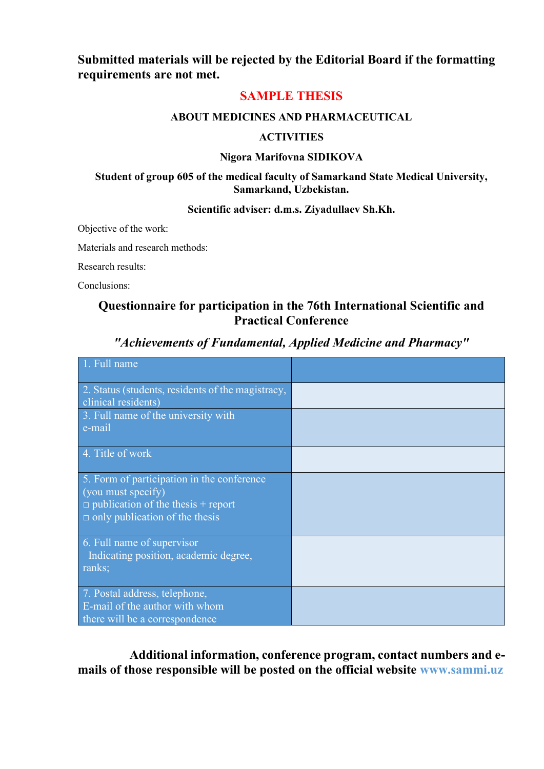**Submitted materials will be rejected by the Editorial Board if the formatting requirements are not met.**

## SAMPLE THESIS

**ABOUT MEDICINES AND PHARMACEUTICAL ACTIVITIES**

**Nigora Marifovna SIDIKOVA**

**Student of group 605 of the medical faculty of Samarkand State Medical University, Samarkand, Uzbekistan.**

**Scientific adviser: d.m.s. Ziyadullaev Sh.Kh.**

Objective of the work:

Materials and research methods:

Research results:

Conclusions:

## Questionnaire for participation in the 76th International Scientific and Practical Conference

***"Achievements of Fundamental, Applied Medicine and Pharmacy"***

| 1. Full name | |
|---|---|
| 2. Status (students, residents of the magistracy, clinical residents) | |
| 3. Full name of the university with e-mail | |
| 4. Title of work | |
| 5. Form of participation in the conference (you must specify)<br>□ publication of the thesis + report<br>□ only publication of the thesis | |
| 6. Full name of supervisor Indicating position, academic degree, ranks; | |
| 7. Postal address, telephone, E-mail of the author with whom there will be a correspondence | |

**Additional information, conference program, contact numbers and e-mails of those responsible will be posted on the official website www.sammi.uz**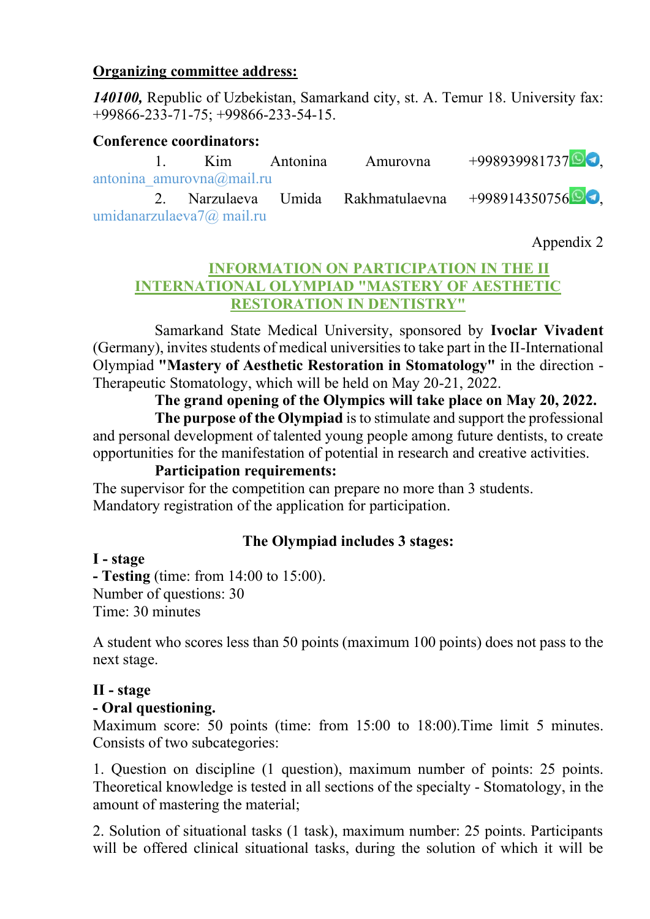**Organizing committee address:**

***140100,*** Republic of Uzbekistan, Samarkand city, st. A. Temur 18. University fax: +99866-233-71-75; +99866-233-54-15.

**Conference coordinators:**

1. Kim Antonina Amurovna +998939981737, antonina_amurovna@mail.ru
2. Narzulaeva Umida Rakhmatulaevna +998914350756, umidanarzulaeva7@ mail.ru

Appendix 2

## INFORMATION ON PARTICIPATION IN THE II INTERNATIONAL OLYMPIAD "MASTERY OF AESTHETIC RESTORATION IN DENTISTRY"

Samarkand State Medical University, sponsored by **Ivoclar Vivadent** (Germany), invites students of medical universities to take part in the II-International Olympiad **"Mastery of Aesthetic Restoration in Stomatology"** in the direction - Therapeutic Stomatology, which will be held on May 20-21, 2022.

**The grand opening of the Olympics will take place on May 20, 2022.**

**The purpose of the Olympiad** is to stimulate and support the professional and personal development of talented young people among future dentists, to create opportunities for the manifestation of potential in research and creative activities.

**Participation requirements:**

The supervisor for the competition can prepare no more than 3 students.
Mandatory registration of the application for participation.

**The Olympiad includes 3 stages:**

**I - stage**
**- Testing** (time: from 14:00 to 15:00).
Number of questions: 30
Time: 30 minutes

A student who scores less than 50 points (maximum 100 points) does not pass to the next stage.

**II - stage**
**- Oral questioning.**
Maximum score: 50 points (time: from 15:00 to 18:00).Time limit 5 minutes. Consists of two subcategories:

1. Question on discipline (1 question), maximum number of points: 25 points. Theoretical knowledge is tested in all sections of the specialty - Stomatology, in the amount of mastering the material;

2. Solution of situational tasks (1 task), maximum number: 25 points. Participants will be offered clinical situational tasks, during the solution of which it will be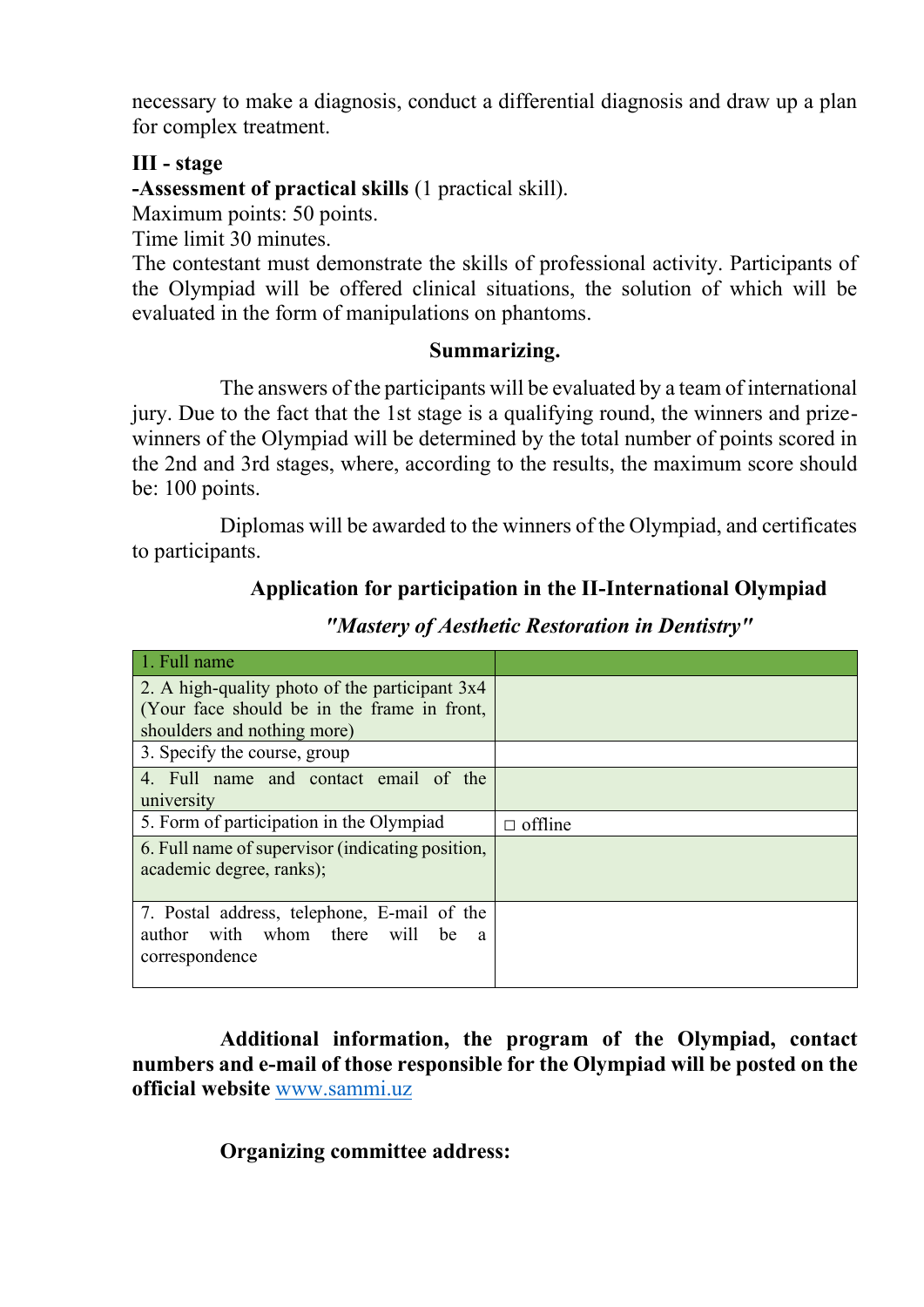necessary to make a diagnosis, conduct a differential diagnosis and draw up a plan for complex treatment.

**III - stage**

**-Assessment of practical skills** (1 practical skill).

Maximum points: 50 points.

Time limit 30 minutes.

The contestant must demonstrate the skills of professional activity. Participants of the Olympiad will be offered clinical situations, the solution of which will be evaluated in the form of manipulations on phantoms.

**Summarizing.**

The answers of the participants will be evaluated by a team of international jury. Due to the fact that the 1st stage is a qualifying round, the winners and prize-winners of the Olympiad will be determined by the total number of points scored in the 2nd and 3rd stages, where, according to the results, the maximum score should be: 100 points.

Diplomas will be awarded to the winners of the Olympiad, and certificates to participants.

**Application for participation in the II-International Olympiad**

***"Mastery of Aesthetic Restoration in Dentistry"***

| 1. Full name | |
|---|---|
| 2. A high-quality photo of the participant 3x4 (Your face should be in the frame in front, shoulders and nothing more) | |
| 3. Specify the course, group | |
| 4. Full name and contact email of the university | |
| 5. Form of participation in the Olympiad | □ offline |
| 6. Full name of supervisor (indicating position, academic degree, ranks); | |
| 7. Postal address, telephone, E-mail of the author with whom there will be a correspondence | |

**Additional information, the program of the Olympiad, contact numbers and e-mail of those responsible for the Olympiad will be posted on the official website** www.sammi.uz

**Organizing committee address:**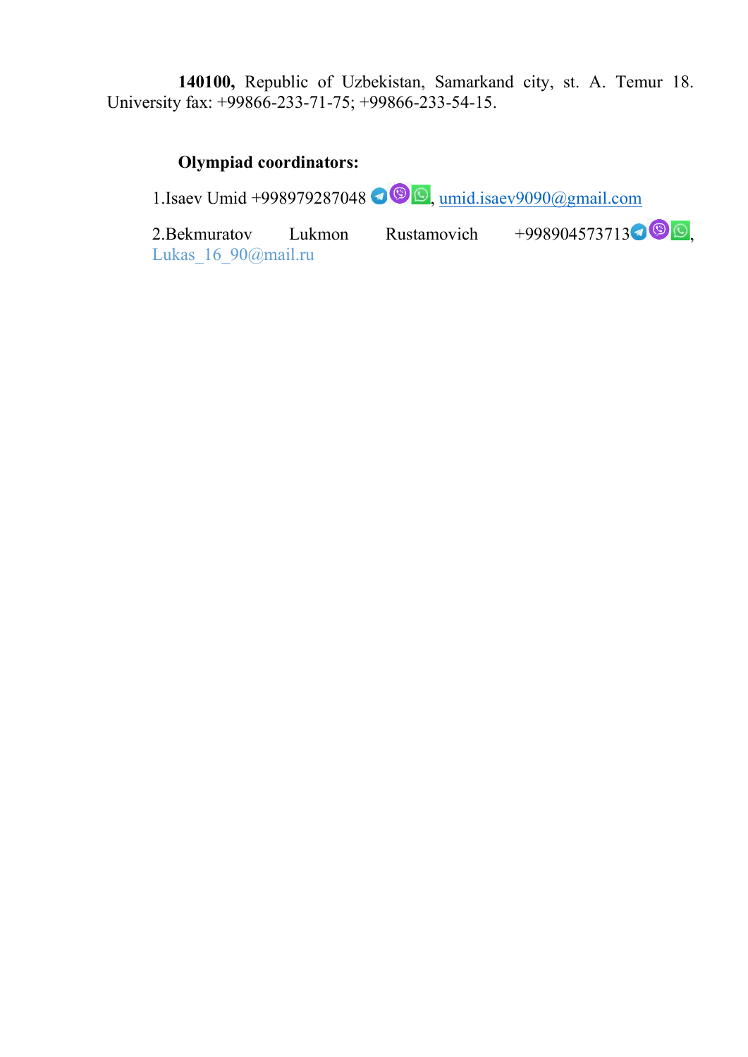**140100,** Republic of Uzbekistan, Samarkand city, st. A. Temur 18. University fax: +99866-233-71-75; +99866-233-54-15.

**Olympiad coordinators:**

1.Isaev Umid +998979287048, umid.isaev9090@gmail.com

2.Bekmuratov Lukmon Rustamovich +998904573713, Lukas_16_90@mail.ru